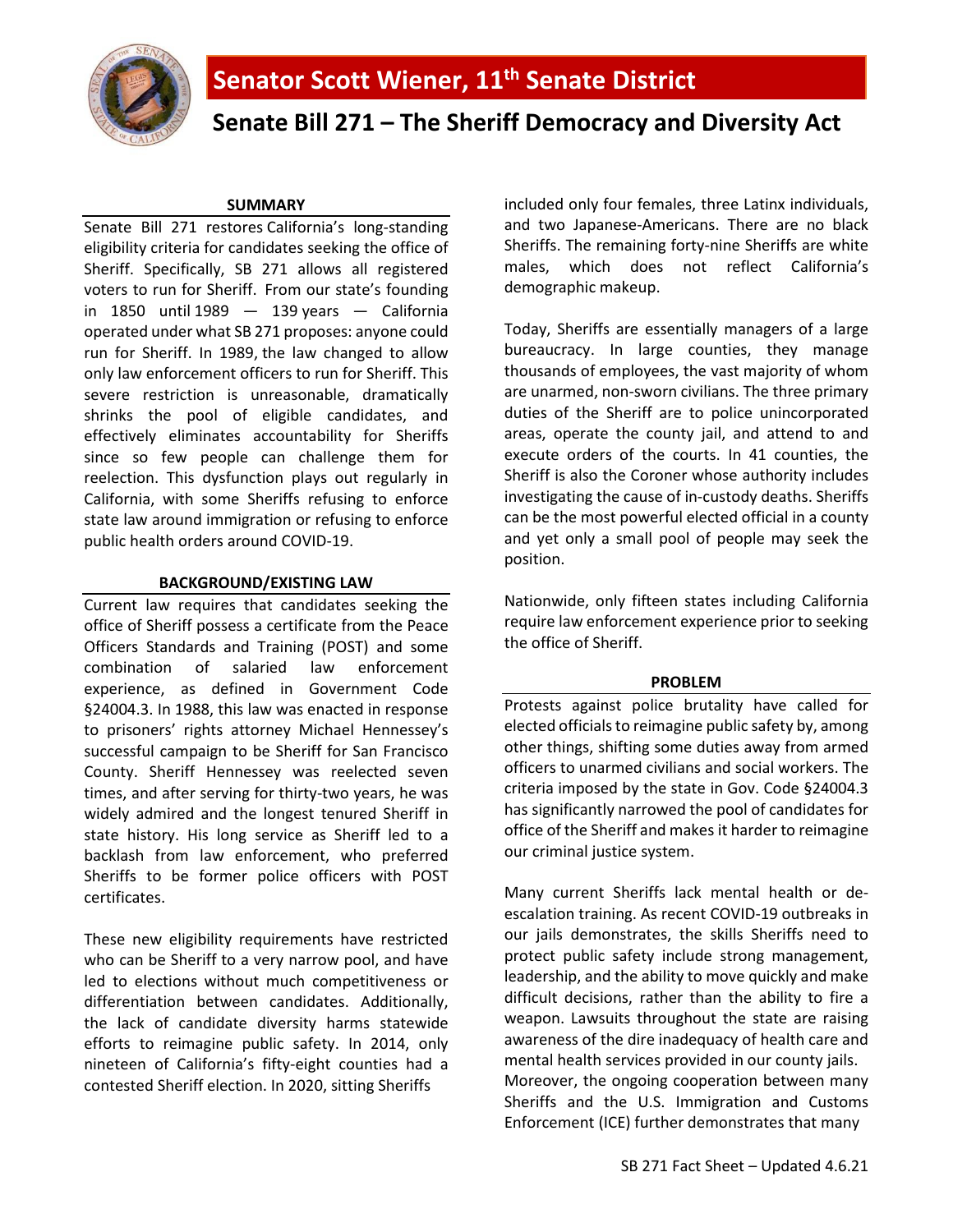# Senator Scott Wiener, 11th Senate District

## Senate Bill 271 – The Sheriff Democracy and Diversity Act

### SUMMARY

Senate Bill 271 restores California's long-standing eligibility criteria for candidates seeking the office of Sheriff. Specifically, SB 271 allows all registered voters to run for Sheriff. From our state's founding in 1850 until 1989 — 139 years — California operated under what SB 271 proposes: anyone could run for Sheriff. In 1989, the law changed to allow only law enforcement officers to run for Sheriff. This severe restriction is unreasonable, dramatically shrinks the pool of eligible candidates, and effectively eliminates accountability for Sheriffs since so few people can challenge them for reelection. This dysfunction plays out regularly in California, with some Sheriffs refusing to enforce state law around immigration or refusing to enforce public health orders around COVID-19.

### BACKGROUND/EXISTING LAW

Current law requires that candidates seeking the office of Sheriff possess a certificate from the Peace Officers Standards and Training (POST) and some combination of salaried law enforcement experience, as defined in Government Code §24004.3. In 1988, this law was enacted in response to prisoners' rights attorney Michael Hennessey's successful campaign to be Sheriff for San Francisco County. Sheriff Hennessey was reelected seven times, and after serving for thirty-two years, he was widely admired and the longest tenured Sheriff in state history. His long service as Sheriff led to a backlash from law enforcement, who preferred Sheriffs to be former police officers with POST certificates.

These new eligibility requirements have restricted who can be Sheriff to a very narrow pool, and have led to elections without much competitiveness or differentiation between candidates. Additionally, the lack of candidate diversity harms statewide efforts to reimagine public safety. In 2014, only nineteen of California's fifty-eight counties had a contested Sheriff election. In 2020, sitting Sheriffs included only four females, three Latinx individuals, and two Japanese-Americans. There are no black Sheriffs. The remaining forty-nine Sheriffs are white males, which does not reflect California's demographic makeup.

Today, Sheriffs are essentially managers of a large bureaucracy. In large counties, they manage thousands of employees, the vast majority of whom are unarmed, non-sworn civilians. The three primary duties of the Sheriff are to police unincorporated areas, operate the county jail, and attend to and execute orders of the courts. In 41 counties, the Sheriff is also the Coroner whose authority includes investigating the cause of in-custody deaths. Sheriffs can be the most powerful elected official in a county and yet only a small pool of people may seek the position.

Nationwide, only fifteen states including California require law enforcement experience prior to seeking the office of Sheriff.

### PROBLEM

Protests against police brutality have called for elected officials to reimagine public safety by, among other things, shifting some duties away from armed officers to unarmed civilians and social workers. The criteria imposed by the state in Gov. Code §24004.3 has significantly narrowed the pool of candidates for office of the Sheriff and makes it harder to reimagine our criminal justice system.

Many current Sheriffs lack mental health or de-escalation training. As recent COVID-19 outbreaks in our jails demonstrates, the skills Sheriffs need to protect public safety include strong management, leadership, and the ability to move quickly and make difficult decisions, rather than the ability to fire a weapon. Lawsuits throughout the state are raising awareness of the dire inadequacy of health care and mental health services provided in our county jails. Moreover, the ongoing cooperation between many Sheriffs and the U.S. Immigration and Customs Enforcement (ICE) further demonstrates that many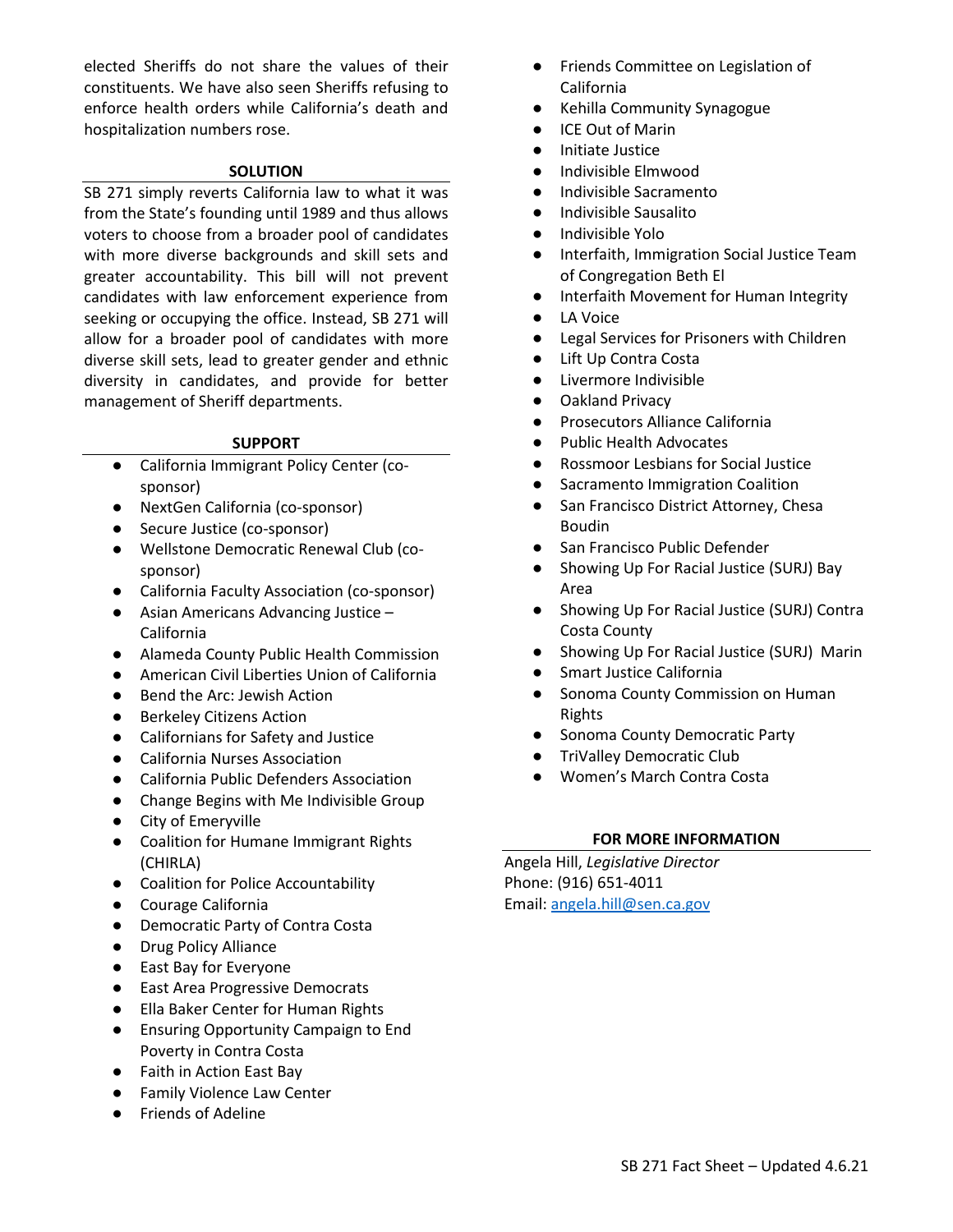elected Sheriffs do not share the values of their constituents. We have also seen Sheriffs refusing to enforce health orders while California's death and hospitalization numbers rose.

## SOLUTION

SB 271 simply reverts California law to what it was from the State's founding until 1989 and thus allows voters to choose from a broader pool of candidates with more diverse backgrounds and skill sets and greater accountability. This bill will not prevent candidates with law enforcement experience from seeking or occupying the office. Instead, SB 271 will allow for a broader pool of candidates with more diverse skill sets, lead to greater gender and ethnic diversity in candidates, and provide for better management of Sheriff departments.

## SUPPORT

- California Immigrant Policy Center (co-sponsor)
- NextGen California (co-sponsor)
- Secure Justice (co-sponsor)
- Wellstone Democratic Renewal Club (co-sponsor)
- California Faculty Association (co-sponsor)
- Asian Americans Advancing Justice – California
- Alameda County Public Health Commission
- American Civil Liberties Union of California
- Bend the Arc: Jewish Action
- Berkeley Citizens Action
- Californians for Safety and Justice
- California Nurses Association
- California Public Defenders Association
- Change Begins with Me Indivisible Group
- City of Emeryville
- Coalition for Humane Immigrant Rights (CHIRLA)
- Coalition for Police Accountability
- Courage California
- Democratic Party of Contra Costa
- Drug Policy Alliance
- East Bay for Everyone
- East Area Progressive Democrats
- Ella Baker Center for Human Rights
- Ensuring Opportunity Campaign to End Poverty in Contra Costa
- Faith in Action East Bay
- Family Violence Law Center
- Friends of Adeline
- Friends Committee on Legislation of California
- Kehilla Community Synagogue
- ICE Out of Marin
- Initiate Justice
- Indivisible Elmwood
- Indivisible Sacramento
- Indivisible Sausalito
- Indivisible Yolo
- Interfaith, Immigration Social Justice Team of Congregation Beth El
- Interfaith Movement for Human Integrity
- LA Voice
- Legal Services for Prisoners with Children
- Lift Up Contra Costa
- Livermore Indivisible
- Oakland Privacy
- Prosecutors Alliance California
- Public Health Advocates
- Rossmoor Lesbians for Social Justice
- Sacramento Immigration Coalition
- San Francisco District Attorney, Chesa Boudin
- San Francisco Public Defender
- Showing Up For Racial Justice (SURJ) Bay Area
- Showing Up For Racial Justice (SURJ) Contra Costa County
- Showing Up For Racial Justice (SURJ) Marin
- Smart Justice California
- Sonoma County Commission on Human Rights
- Sonoma County Democratic Party
- TriValley Democratic Club
- Women's March Contra Costa

## FOR MORE INFORMATION

Angela Hill, *Legislative Director*
Phone: (916) 651-4011
Email: angela.hill@sen.ca.gov

SB 271 Fact Sheet – Updated 4.6.21